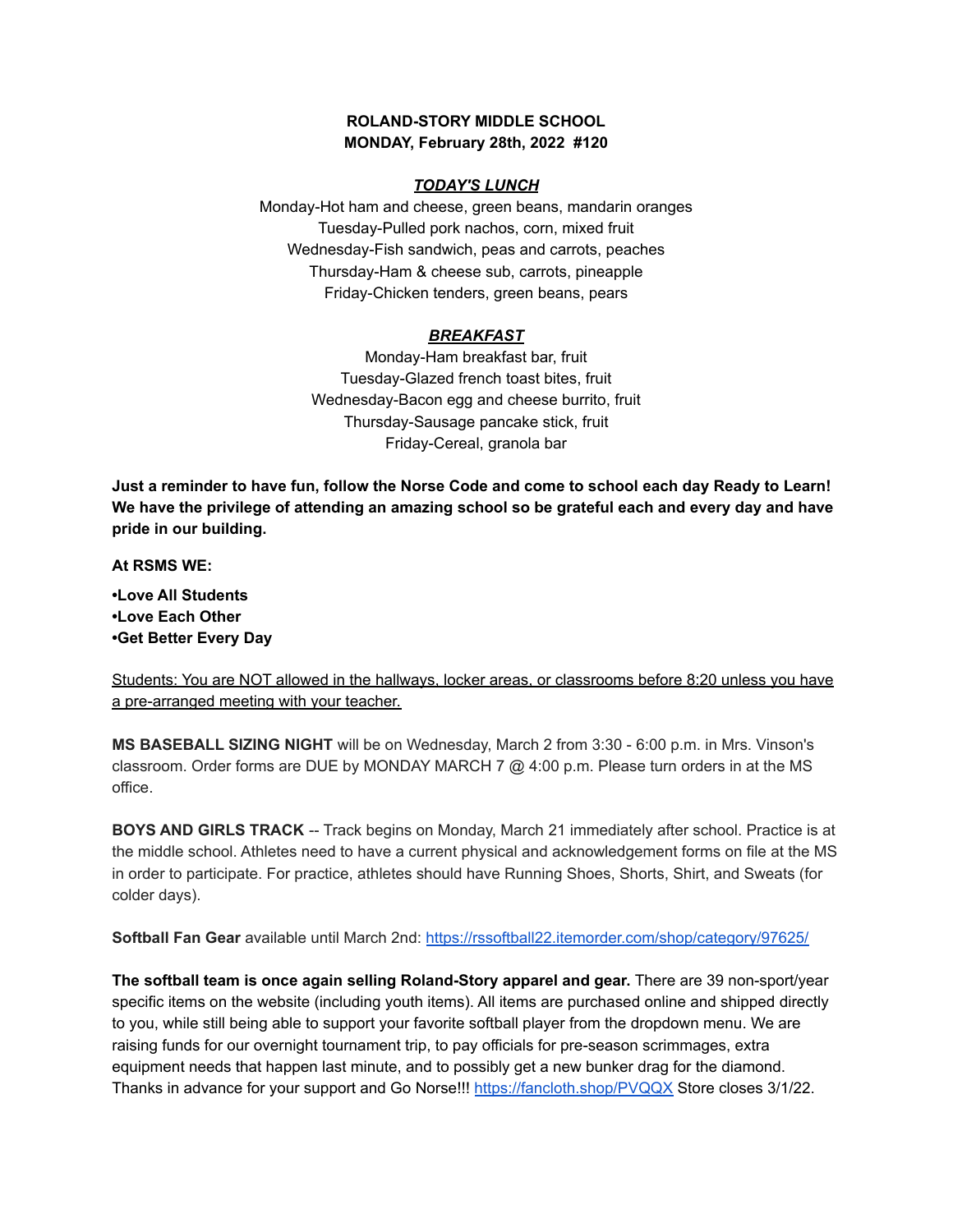**ROLAND-STORY MIDDLE SCHOOL**
**MONDAY, February 28th, 2022 #120**

***TODAY'S LUNCH***

Monday-Hot ham and cheese, green beans, mandarin oranges
Tuesday-Pulled pork nachos, corn, mixed fruit
Wednesday-Fish sandwich, peas and carrots, peaches
Thursday-Ham & cheese sub, carrots, pineapple
Friday-Chicken tenders, green beans, pears

***BREAKFAST***

Monday-Ham breakfast bar, fruit
Tuesday-Glazed french toast bites, fruit
Wednesday-Bacon egg and cheese burrito, fruit
Thursday-Sausage pancake stick, fruit
Friday-Cereal, granola bar

**Just a reminder to have fun, follow the Norse Code and come to school each day Ready to Learn! We have the privilege of attending an amazing school so be grateful each and every day and have pride in our building.**

**At RSMS WE:**

**•Love All Students**
**•Love Each Other**
**•Get Better Every Day**

Students: You are NOT allowed in the hallways, locker areas, or classrooms before 8:20 unless you have a pre-arranged meeting with your teacher.

**MS BASEBALL SIZING NIGHT** will be on Wednesday, March 2 from 3:30 - 6:00 p.m. in Mrs. Vinson's classroom. Order forms are DUE by MONDAY MARCH 7 @ 4:00 p.m. Please turn orders in at the MS office.

**BOYS AND GIRLS TRACK** -- Track begins on Monday, March 21 immediately after school. Practice is at the middle school. Athletes need to have a current physical and acknowledgement forms on file at the MS in order to participate. For practice, athletes should have Running Shoes, Shorts, Shirt, and Sweats (for colder days).

**Softball Fan Gear** available until March 2nd: https://rssoftball22.itemorder.com/shop/category/97625/

**The softball team is once again selling Roland-Story apparel and gear.** There are 39 non-sport/year specific items on the website (including youth items). All items are purchased online and shipped directly to you, while still being able to support your favorite softball player from the dropdown menu. We are raising funds for our overnight tournament trip, to pay officials for pre-season scrimmages, extra equipment needs that happen last minute, and to possibly get a new bunker drag for the diamond. Thanks in advance for your support and Go Norse!!! https://fancloth.shop/PVQQX Store closes 3/1/22.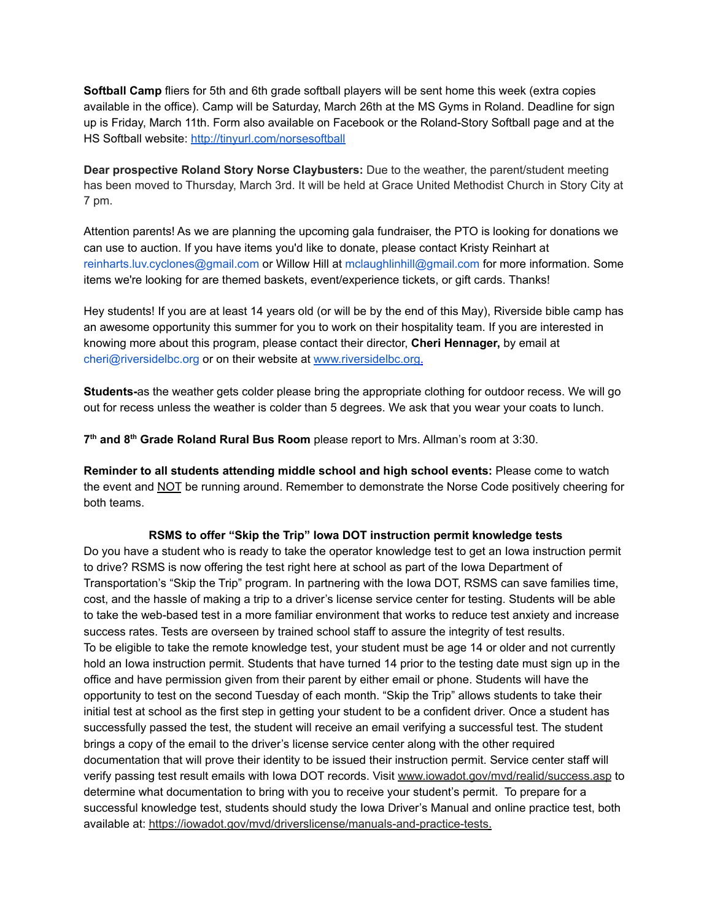**Softball Camp** fliers for 5th and 6th grade softball players will be sent home this week (extra copies available in the office). Camp will be Saturday, March 26th at the MS Gyms in Roland. Deadline for sign up is Friday, March 11th. Form also available on Facebook or the Roland-Story Softball page and at the HS Softball website: [http://tinyurl.com/norsesoftball](http://tinyurl.com/norsesoftball)

**Dear prospective Roland Story Norse Claybusters:** Due to the weather, the parent/student meeting has been moved to Thursday, March 3rd. It will be held at Grace United Methodist Church in Story City at 7 pm.

Attention parents! As we are planning the upcoming gala fundraiser, the PTO is looking for donations we can use to auction. If you have items you'd like to donate, please contact Kristy Reinhart at reinharts.luv.cyclones@gmail.com or Willow Hill at mclaughlinhill@gmail.com for more information. Some items we're looking for are themed baskets, event/experience tickets, or gift cards. Thanks!

Hey students! If you are at least 14 years old (or will be by the end of this May), Riverside bible camp has an awesome opportunity this summer for you to work on their hospitality team. If you are interested in knowing more about this program, please contact their director, **Cheri Hennager,** by email at cheri@riversidelbc.org or on their website at [www.riversidelbc.org.](http://www.riversidelbc.org)

**Students-**as the weather gets colder please bring the appropriate clothing for outdoor recess. We will go out for recess unless the weather is colder than 5 degrees. We ask that you wear your coats to lunch.

**7th and 8th Grade Roland Rural Bus Room** please report to Mrs. Allman's room at 3:30.

**Reminder to all students attending middle school and high school events:** Please come to watch the event and NOT be running around. Remember to demonstrate the Norse Code positively cheering for both teams.

**RSMS to offer "Skip the Trip" Iowa DOT instruction permit knowledge tests**

Do you have a student who is ready to take the operator knowledge test to get an Iowa instruction permit to drive? RSMS is now offering the test right here at school as part of the Iowa Department of Transportation's "Skip the Trip" program. In partnering with the Iowa DOT, RSMS can save families time, cost, and the hassle of making a trip to a driver's license service center for testing. Students will be able to take the web-based test in a more familiar environment that works to reduce test anxiety and increase success rates. Tests are overseen by trained school staff to assure the integrity of test results.

To be eligible to take the remote knowledge test, your student must be age 14 or older and not currently hold an Iowa instruction permit. Students that have turned 14 prior to the testing date must sign up in the office and have permission given from their parent by either email or phone. Students will have the opportunity to test on the second Tuesday of each month. "Skip the Trip" allows students to take their initial test at school as the first step in getting your student to be a confident driver. Once a student has successfully passed the test, the student will receive an email verifying a successful test. The student brings a copy of the email to the driver's license service center along with the other required documentation that will prove their identity to be issued their instruction permit. Service center staff will verify passing test result emails with Iowa DOT records. Visit www.iowadot.gov/mvd/realid/success.asp to determine what documentation to bring with you to receive your student's permit. To prepare for a successful knowledge test, students should study the Iowa Driver's Manual and online practice test, both available at: https://iowadot.gov/mvd/driverslicense/manuals-and-practice-tests.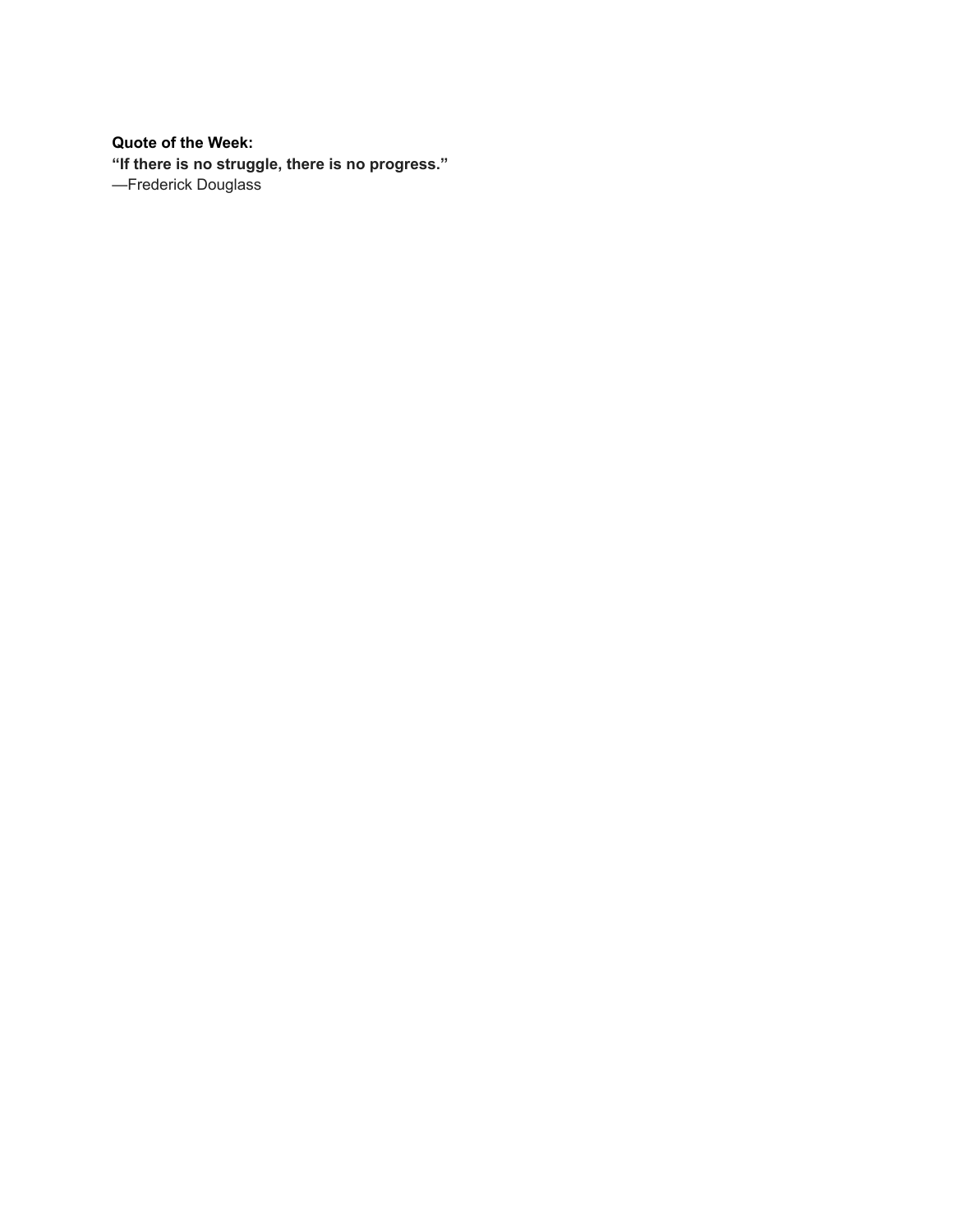**Quote of the Week:**
**“If there is no struggle, there is no progress.”**
—Frederick Douglass